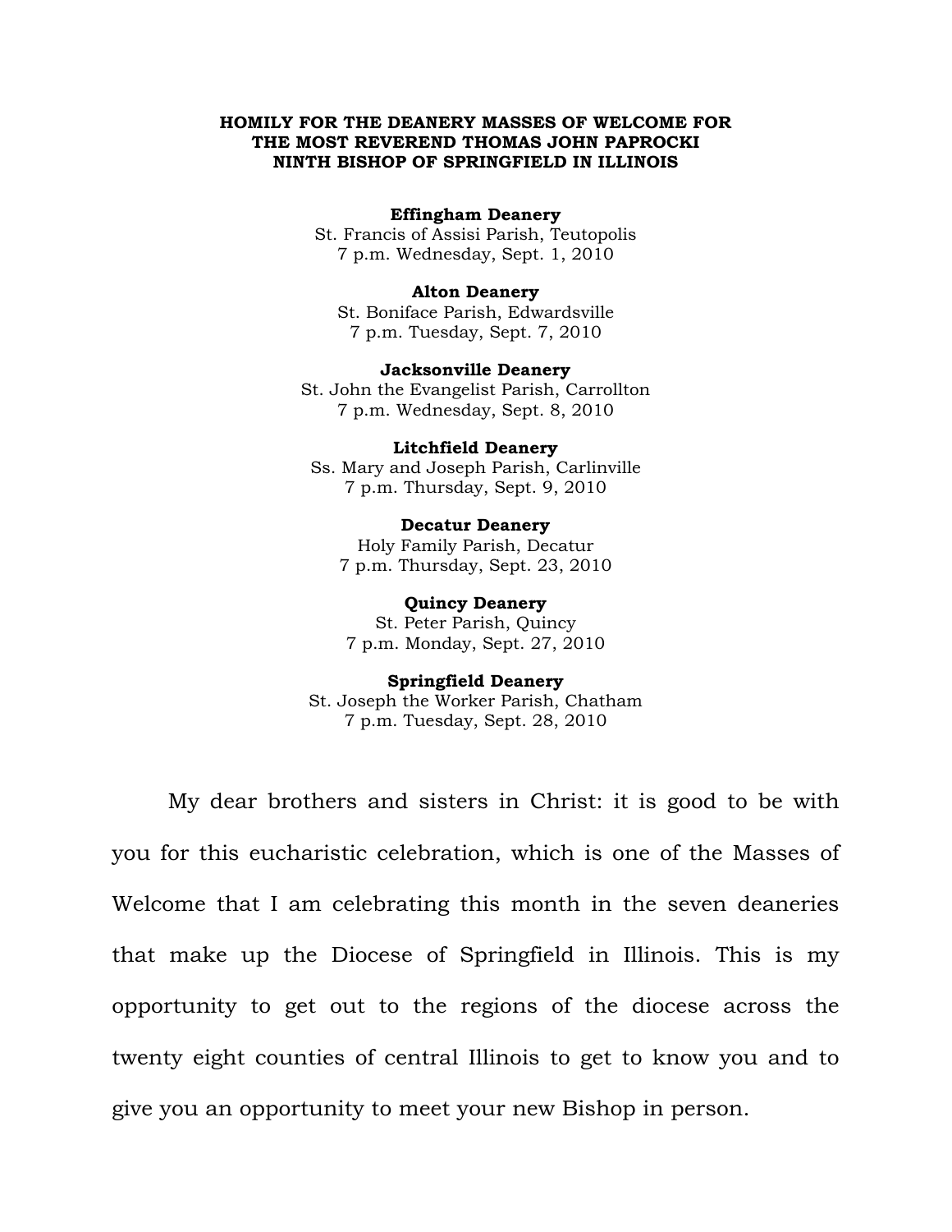# HOMILY FOR THE DEANERY MASSES OF WELCOME FOR THE MOST REVEREND THOMAS JOHN PAPROCKI NINTH BISHOP OF SPRINGFIELD IN ILLINOIS

**Effingham Deanery**
St. Francis of Assisi Parish, Teutopolis
7 p.m. Wednesday, Sept. 1, 2010

**Alton Deanery**
St. Boniface Parish, Edwardsville
7 p.m. Tuesday, Sept. 7, 2010

**Jacksonville Deanery**
St. John the Evangelist Parish, Carrollton
7 p.m. Wednesday, Sept. 8, 2010

**Litchfield Deanery**
Ss. Mary and Joseph Parish, Carlinville
7 p.m. Thursday, Sept. 9, 2010

**Decatur Deanery**
Holy Family Parish, Decatur
7 p.m. Thursday, Sept. 23, 2010

**Quincy Deanery**
St. Peter Parish, Quincy
7 p.m. Monday, Sept. 27, 2010

**Springfield Deanery**
St. Joseph the Worker Parish, Chatham
7 p.m. Tuesday, Sept. 28, 2010

My dear brothers and sisters in Christ: it is good to be with you for this eucharistic celebration, which is one of the Masses of Welcome that I am celebrating this month in the seven deaneries that make up the Diocese of Springfield in Illinois. This is my opportunity to get out to the regions of the diocese across the twenty eight counties of central Illinois to get to know you and to give you an opportunity to meet your new Bishop in person.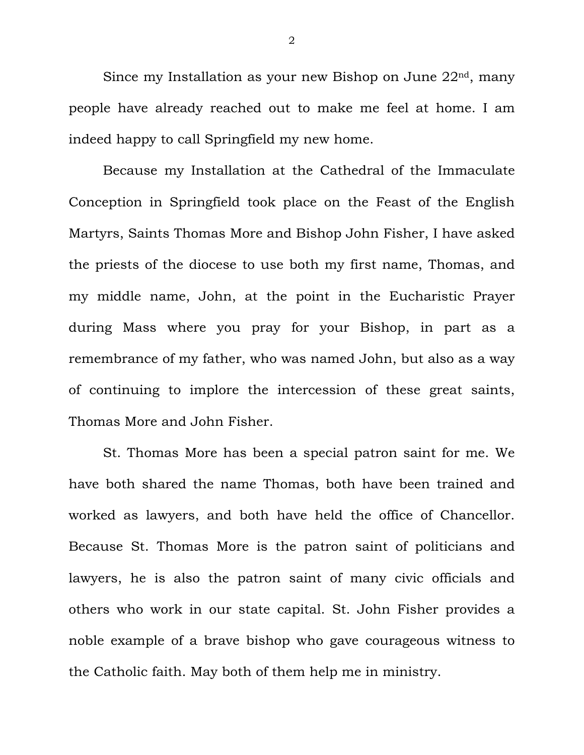Since my Installation as your new Bishop on June 22nd, many people have already reached out to make me feel at home. I am indeed happy to call Springfield my new home.

Because my Installation at the Cathedral of the Immaculate Conception in Springfield took place on the Feast of the English Martyrs, Saints Thomas More and Bishop John Fisher, I have asked the priests of the diocese to use both my first name, Thomas, and my middle name, John, at the point in the Eucharistic Prayer during Mass where you pray for your Bishop, in part as a remembrance of my father, who was named John, but also as a way of continuing to implore the intercession of these great saints, Thomas More and John Fisher.

St. Thomas More has been a special patron saint for me. We have both shared the name Thomas, both have been trained and worked as lawyers, and both have held the office of Chancellor. Because St. Thomas More is the patron saint of politicians and lawyers, he is also the patron saint of many civic officials and others who work in our state capital. St. John Fisher provides a noble example of a brave bishop who gave courageous witness to the Catholic faith. May both of them help me in ministry.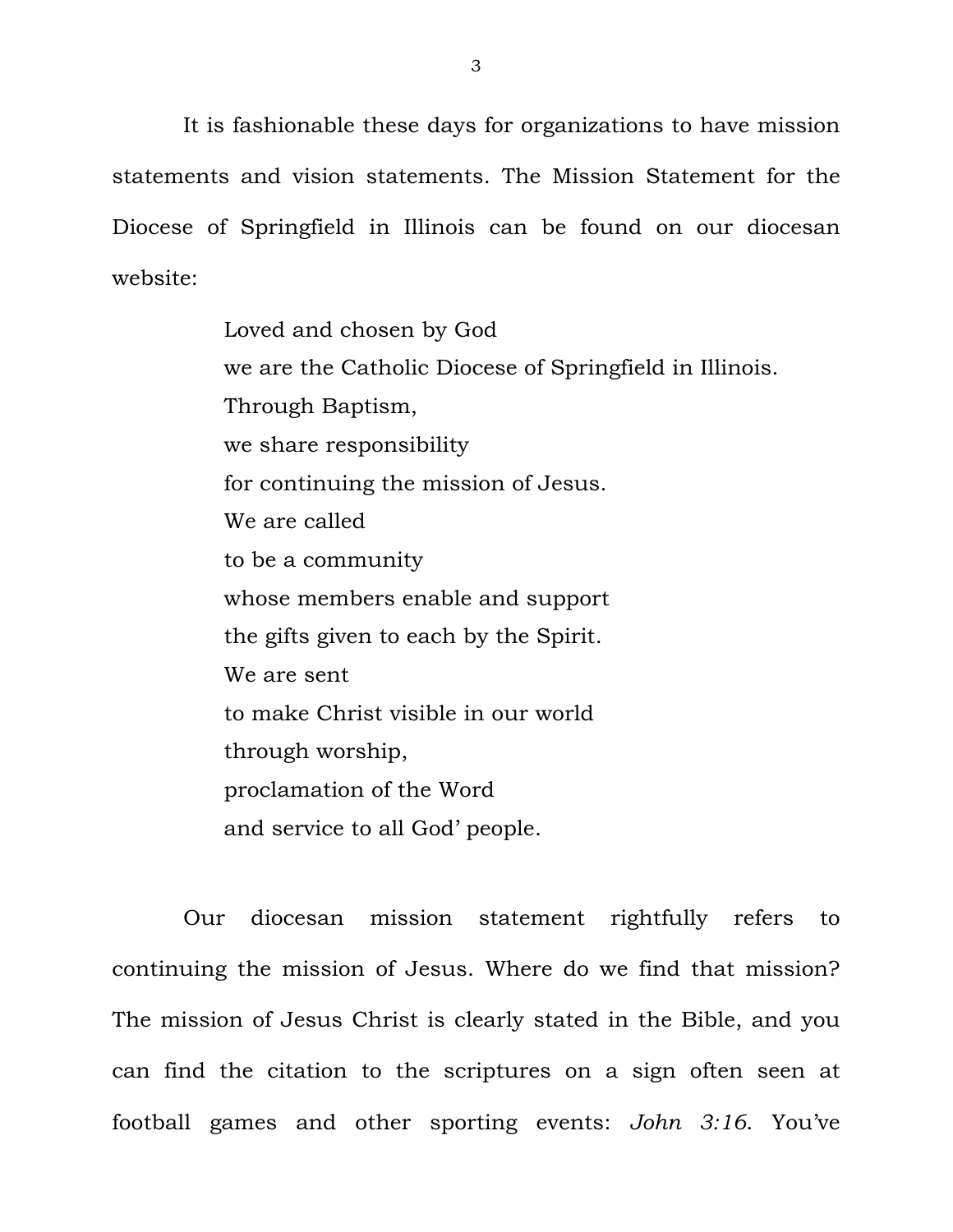It is fashionable these days for organizations to have mission statements and vision statements. The Mission Statement for the Diocese of Springfield in Illinois can be found on our diocesan website:

> Loved and chosen by God  
> we are the Catholic Diocese of Springfield in Illinois.  
> Through Baptism,  
> we share responsibility  
> for continuing the mission of Jesus.  
> We are called  
> to be a community  
> whose members enable and support  
> the gifts given to each by the Spirit.  
> We are sent  
> to make Christ visible in our world  
> through worship,  
> proclamation of the Word  
> and service to all God' people.

Our diocesan mission statement rightfully refers to continuing the mission of Jesus. Where do we find that mission? The mission of Jesus Christ is clearly stated in the Bible, and you can find the citation to the scriptures on a sign often seen at football games and other sporting events: *John 3:16*. You've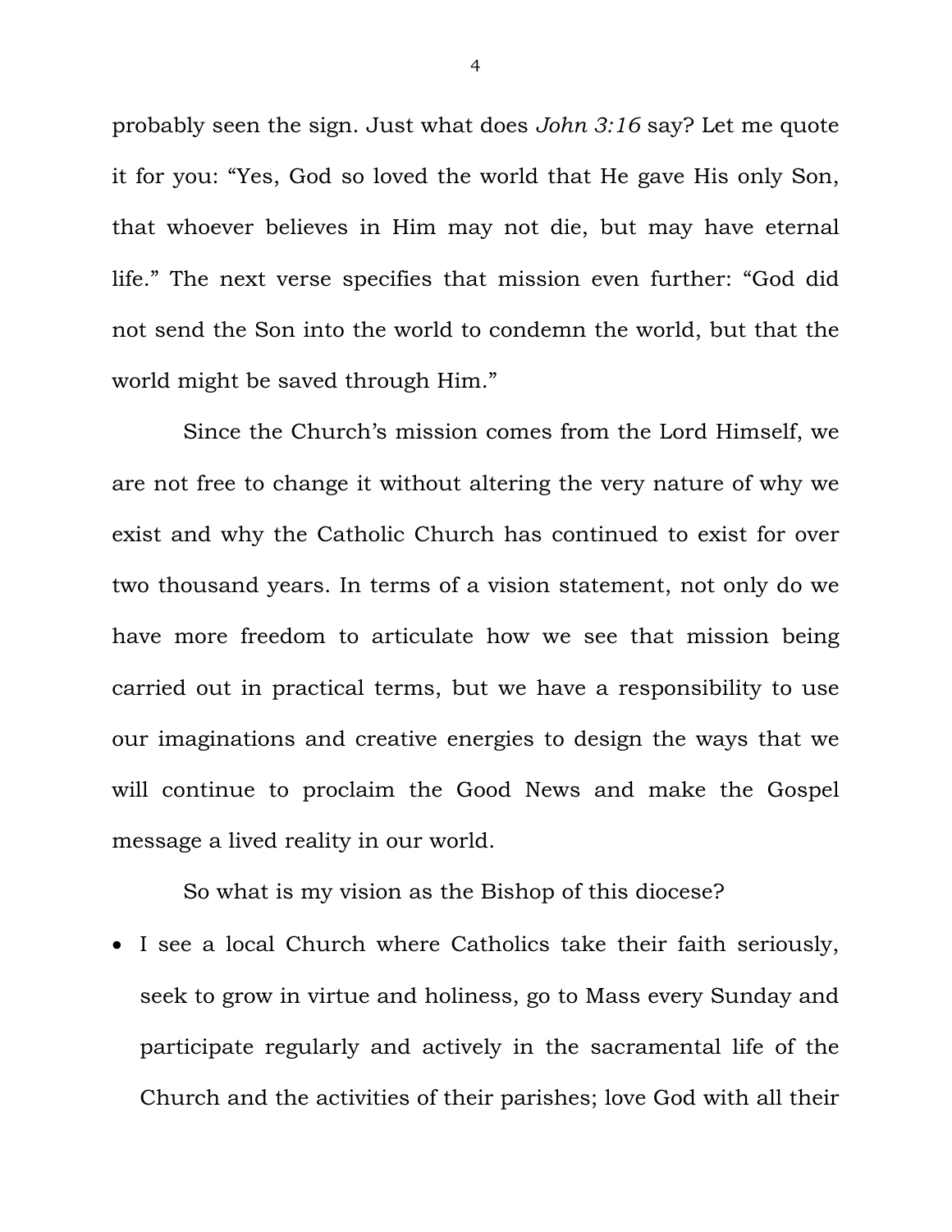probably seen the sign. Just what does *John 3:16* say? Let me quote it for you: "Yes, God so loved the world that He gave His only Son, that whoever believes in Him may not die, but may have eternal life." The next verse specifies that mission even further: "God did not send the Son into the world to condemn the world, but that the world might be saved through Him."

Since the Church's mission comes from the Lord Himself, we are not free to change it without altering the very nature of why we exist and why the Catholic Church has continued to exist for over two thousand years. In terms of a vision statement, not only do we have more freedom to articulate how we see that mission being carried out in practical terms, but we have a responsibility to use our imaginations and creative energies to design the ways that we will continue to proclaim the Good News and make the Gospel message a lived reality in our world.

So what is my vision as the Bishop of this diocese?

- I see a local Church where Catholics take their faith seriously, seek to grow in virtue and holiness, go to Mass every Sunday and participate regularly and actively in the sacramental life of the Church and the activities of their parishes; love God with all their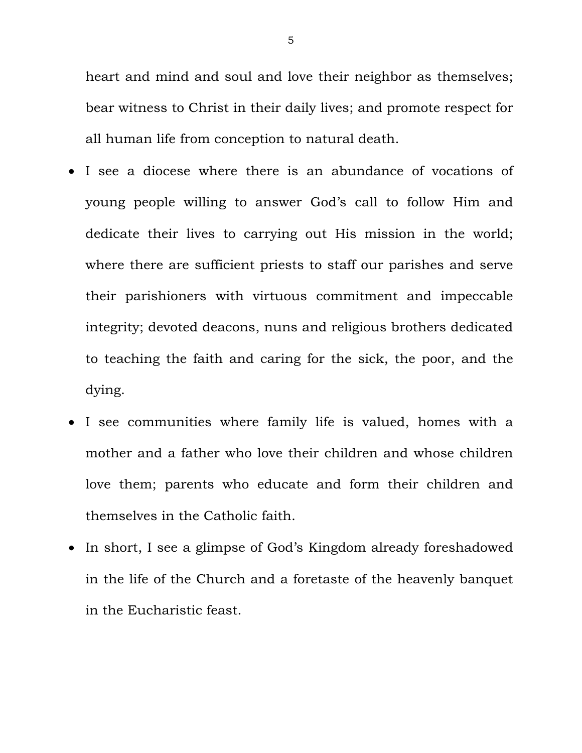heart and mind and soul and love their neighbor as themselves; bear witness to Christ in their daily lives; and promote respect for all human life from conception to natural death.

- I see a diocese where there is an abundance of vocations of young people willing to answer God's call to follow Him and dedicate their lives to carrying out His mission in the world; where there are sufficient priests to staff our parishes and serve their parishioners with virtuous commitment and impeccable integrity; devoted deacons, nuns and religious brothers dedicated to teaching the faith and caring for the sick, the poor, and the dying.
- I see communities where family life is valued, homes with a mother and a father who love their children and whose children love them; parents who educate and form their children and themselves in the Catholic faith.
- In short, I see a glimpse of God's Kingdom already foreshadowed in the life of the Church and a foretaste of the heavenly banquet in the Eucharistic feast.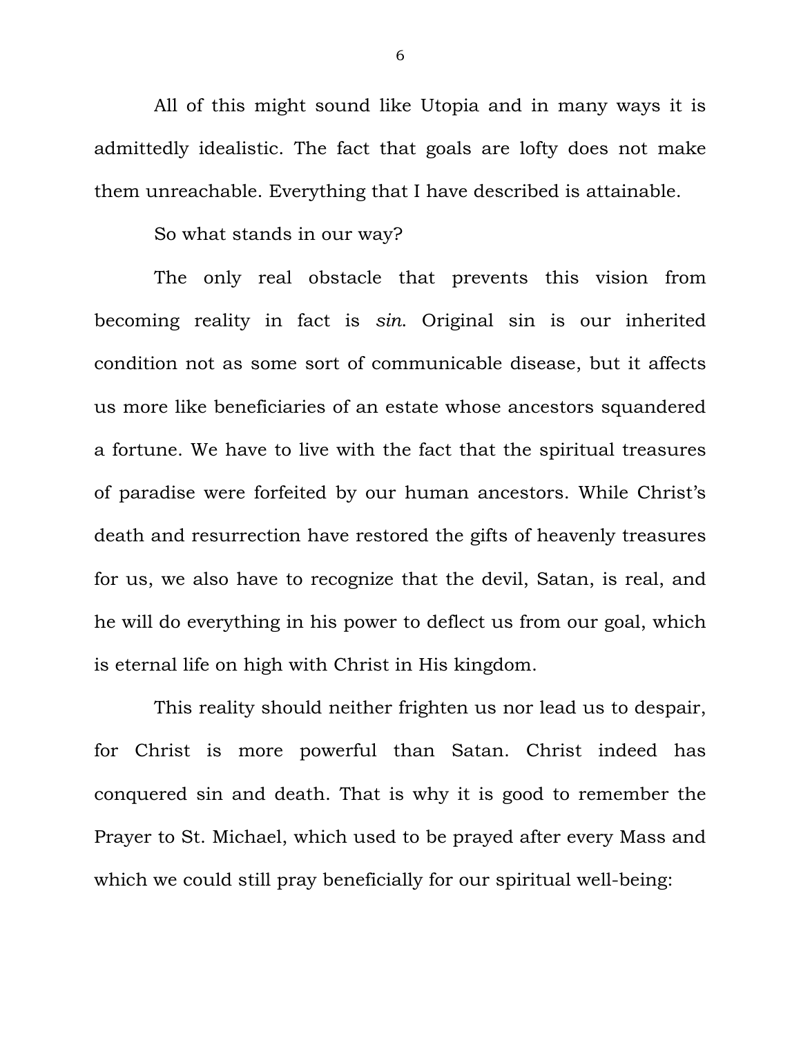All of this might sound like Utopia and in many ways it is admittedly idealistic. The fact that goals are lofty does not make them unreachable. Everything that I have described is attainable.

So what stands in our way?

The only real obstacle that prevents this vision from becoming reality in fact is *sin*. Original sin is our inherited condition not as some sort of communicable disease, but it affects us more like beneficiaries of an estate whose ancestors squandered a fortune. We have to live with the fact that the spiritual treasures of paradise were forfeited by our human ancestors. While Christ's death and resurrection have restored the gifts of heavenly treasures for us, we also have to recognize that the devil, Satan, is real, and he will do everything in his power to deflect us from our goal, which is eternal life on high with Christ in His kingdom.

This reality should neither frighten us nor lead us to despair, for Christ is more powerful than Satan. Christ indeed has conquered sin and death. That is why it is good to remember the Prayer to St. Michael, which used to be prayed after every Mass and which we could still pray beneficially for our spiritual well-being: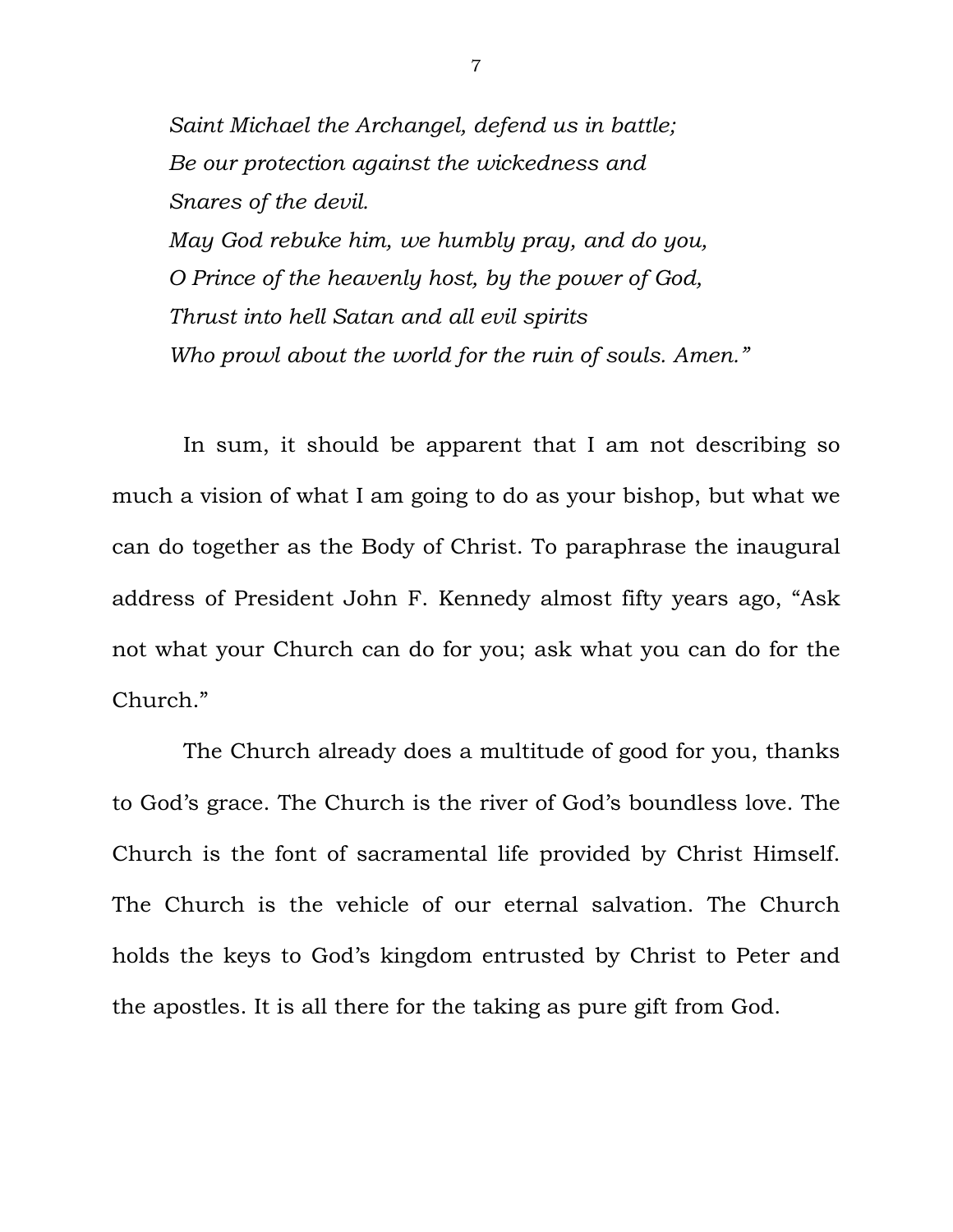*Saint Michael the Archangel, defend us in battle;*
*Be our protection against the wickedness and*
*Snares of the devil.*
*May God rebuke him, we humbly pray, and do you,*
*O Prince of the heavenly host, by the power of God,*
*Thrust into hell Satan and all evil spirits*
*Who prowl about the world for the ruin of souls. Amen."*

In sum, it should be apparent that I am not describing so much a vision of what I am going to do as your bishop, but what we can do together as the Body of Christ. To paraphrase the inaugural address of President John F. Kennedy almost fifty years ago, "Ask not what your Church can do for you; ask what you can do for the Church."

The Church already does a multitude of good for you, thanks to God's grace. The Church is the river of God's boundless love. The Church is the font of sacramental life provided by Christ Himself. The Church is the vehicle of our eternal salvation. The Church holds the keys to God's kingdom entrusted by Christ to Peter and the apostles. It is all there for the taking as pure gift from God.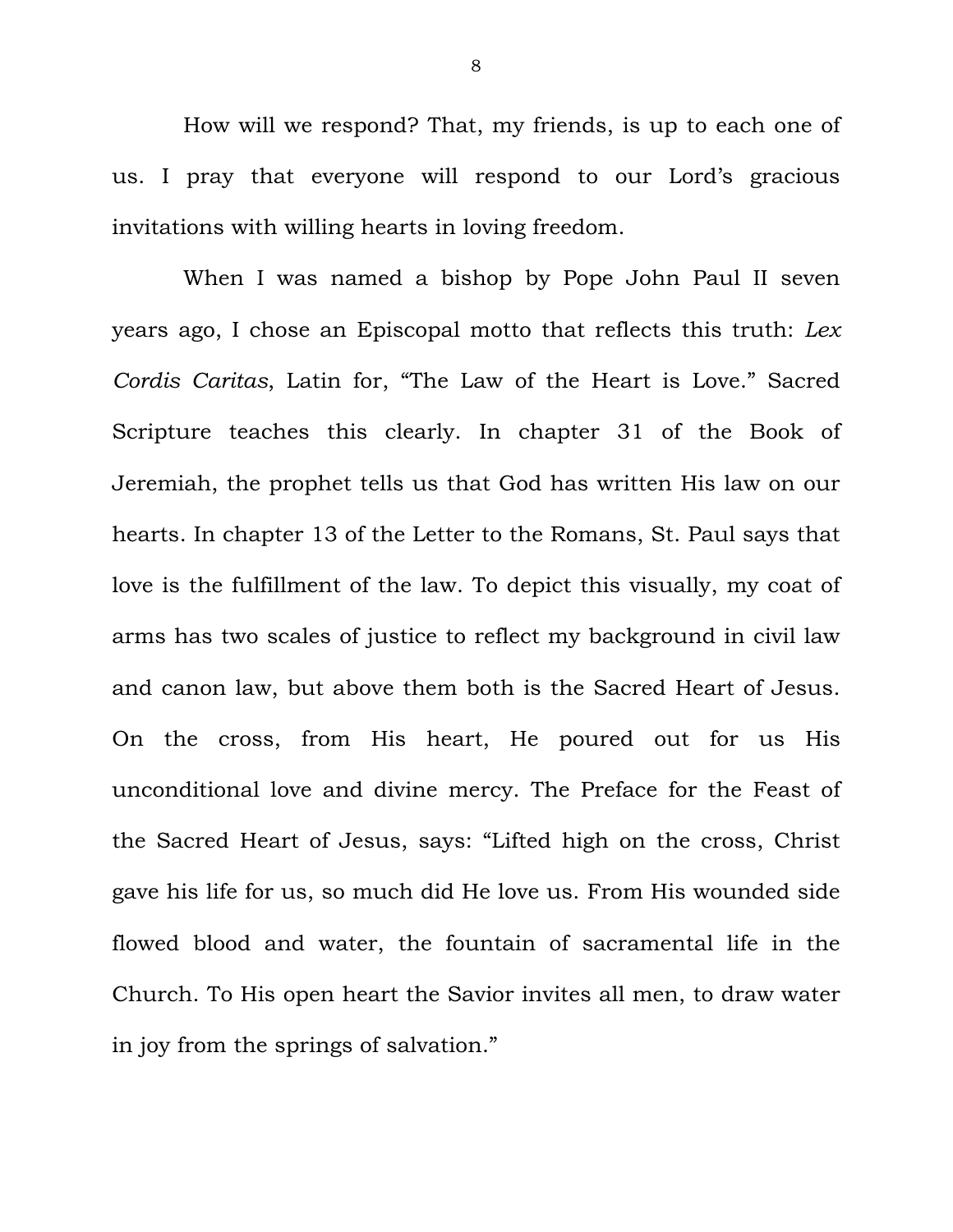How will we respond? That, my friends, is up to each one of us. I pray that everyone will respond to our Lord's gracious invitations with willing hearts in loving freedom.

When I was named a bishop by Pope John Paul II seven years ago, I chose an Episcopal motto that reflects this truth: *Lex Cordis Caritas*, Latin for, "The Law of the Heart is Love." Sacred Scripture teaches this clearly. In chapter 31 of the Book of Jeremiah, the prophet tells us that God has written His law on our hearts. In chapter 13 of the Letter to the Romans, St. Paul says that love is the fulfillment of the law. To depict this visually, my coat of arms has two scales of justice to reflect my background in civil law and canon law, but above them both is the Sacred Heart of Jesus. On the cross, from His heart, He poured out for us His unconditional love and divine mercy. The Preface for the Feast of the Sacred Heart of Jesus, says: "Lifted high on the cross, Christ gave his life for us, so much did He love us. From His wounded side flowed blood and water, the fountain of sacramental life in the Church. To His open heart the Savior invites all men, to draw water in joy from the springs of salvation."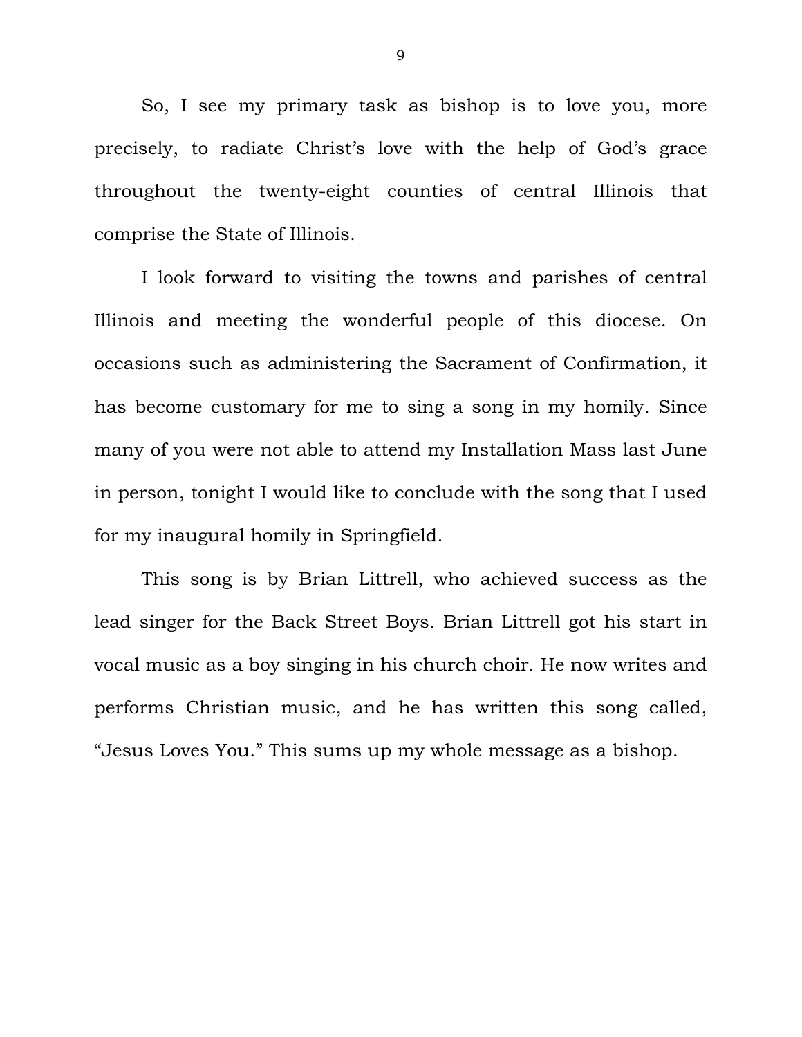So, I see my primary task as bishop is to love you, more precisely, to radiate Christ's love with the help of God's grace throughout the twenty-eight counties of central Illinois that comprise the State of Illinois.

I look forward to visiting the towns and parishes of central Illinois and meeting the wonderful people of this diocese. On occasions such as administering the Sacrament of Confirmation, it has become customary for me to sing a song in my homily. Since many of you were not able to attend my Installation Mass last June in person, tonight I would like to conclude with the song that I used for my inaugural homily in Springfield.

This song is by Brian Littrell, who achieved success as the lead singer for the Back Street Boys. Brian Littrell got his start in vocal music as a boy singing in his church choir. He now writes and performs Christian music, and he has written this song called, "Jesus Loves You." This sums up my whole message as a bishop.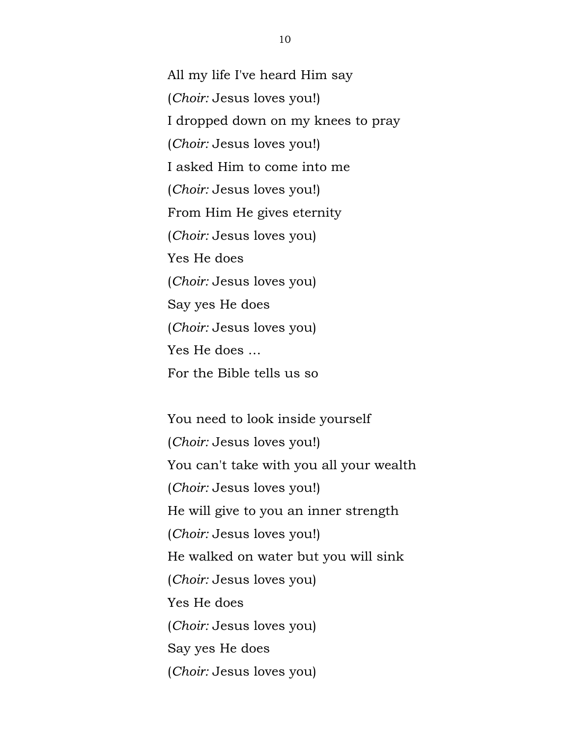All my life I've heard Him say

(*Choir:* Jesus loves you!)

I dropped down on my knees to pray

(*Choir:* Jesus loves you!)

I asked Him to come into me

(*Choir:* Jesus loves you!)

From Him He gives eternity

(*Choir:* Jesus loves you)

Yes He does

(*Choir:* Jesus loves you)

Say yes He does

(*Choir:* Jesus loves you)

Yes He does …

For the Bible tells us so

You need to look inside yourself

(*Choir:* Jesus loves you!)

You can't take with you all your wealth

(*Choir:* Jesus loves you!)

He will give to you an inner strength

(*Choir:* Jesus loves you!)

He walked on water but you will sink

(*Choir:* Jesus loves you)

Yes He does

(*Choir:* Jesus loves you)

Say yes He does

(*Choir:* Jesus loves you)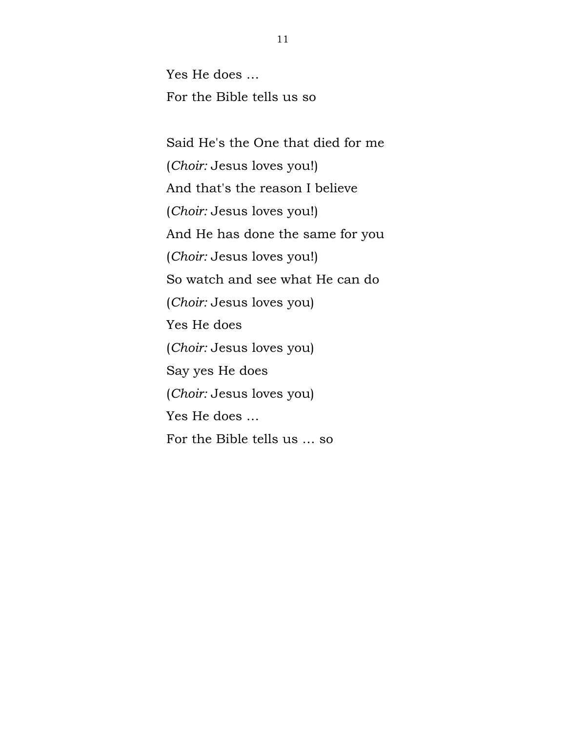Yes He does …

For the Bible tells us so

Said He's the One that died for me

(*Choir:* Jesus loves you!)

And that's the reason I believe

(*Choir:* Jesus loves you!)

And He has done the same for you

(*Choir:* Jesus loves you!)

So watch and see what He can do

(*Choir:* Jesus loves you)

Yes He does

(*Choir:* Jesus loves you)

Say yes He does

(*Choir:* Jesus loves you)

Yes He does …

For the Bible tells us … so